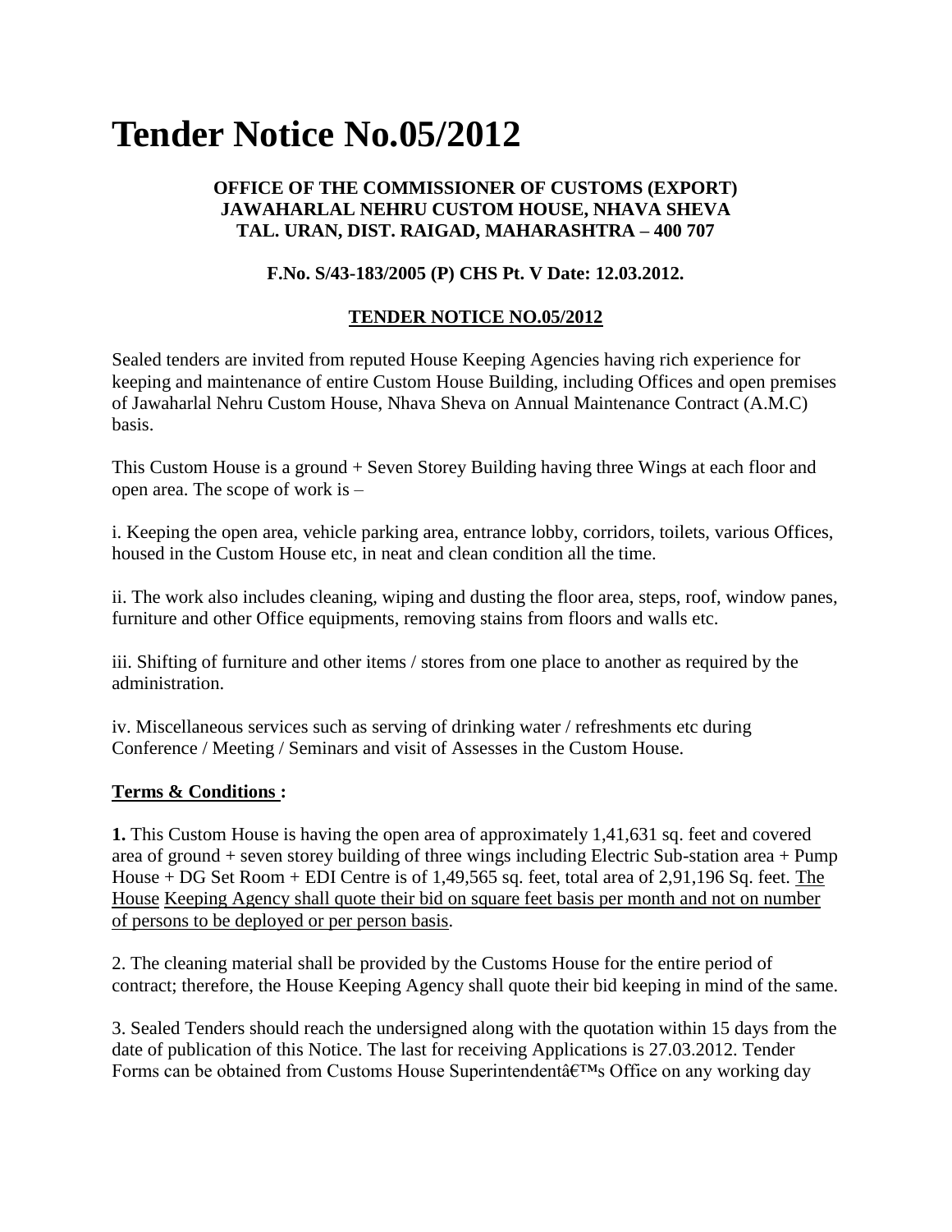# Tender Notice No.05/2012

**OFFICE OF THE COMMISSIONER OF CUSTOMS (EXPORT)**
**JAWAHARLAL NEHRU CUSTOM HOUSE, NHAVA SHEVA**
**TAL. URAN, DIST. RAIGAD, MAHARASHTRA – 400 707**

**F.No. S/43-183/2005 (P) CHS Pt. V Date: 12.03.2012.**

**TENDER NOTICE NO.05/2012**

Sealed tenders are invited from reputed House Keeping Agencies having rich experience for keeping and maintenance of entire Custom House Building, including Offices and open premises of Jawaharlal Nehru Custom House, Nhava Sheva on Annual Maintenance Contract (A.M.C) basis.

This Custom House is a ground + Seven Storey Building having three Wings at each floor and open area. The scope of work is –

i. Keeping the open area, vehicle parking area, entrance lobby, corridors, toilets, various Offices, housed in the Custom House etc, in neat and clean condition all the time.

ii. The work also includes cleaning, wiping and dusting the floor area, steps, roof, window panes, furniture and other Office equipments, removing stains from floors and walls etc.

iii. Shifting of furniture and other items / stores from one place to another as required by the administration.

iv. Miscellaneous services such as serving of drinking water / refreshments etc during Conference / Meeting / Seminars and visit of Assesses in the Custom House.

**Terms & Conditions :**

**1.** This Custom House is having the open area of approximately 1,41,631 sq. feet and covered area of ground + seven storey building of three wings including Electric Sub-station area + Pump House + DG Set Room + EDI Centre is of 1,49,565 sq. feet, total area of 2,91,196 Sq. feet. The House Keeping Agency shall quote their bid on square feet basis per month and not on number of persons to be deployed or per person basis.

2. The cleaning material shall be provided by the Customs House for the entire period of contract; therefore, the House Keeping Agency shall quote their bid keeping in mind of the same.

3. Sealed Tenders should reach the undersigned along with the quotation within 15 days from the date of publication of this Notice. The last for receiving Applications is 27.03.2012. Tender Forms can be obtained from Customs House Superintendentâ€™s Office on any working day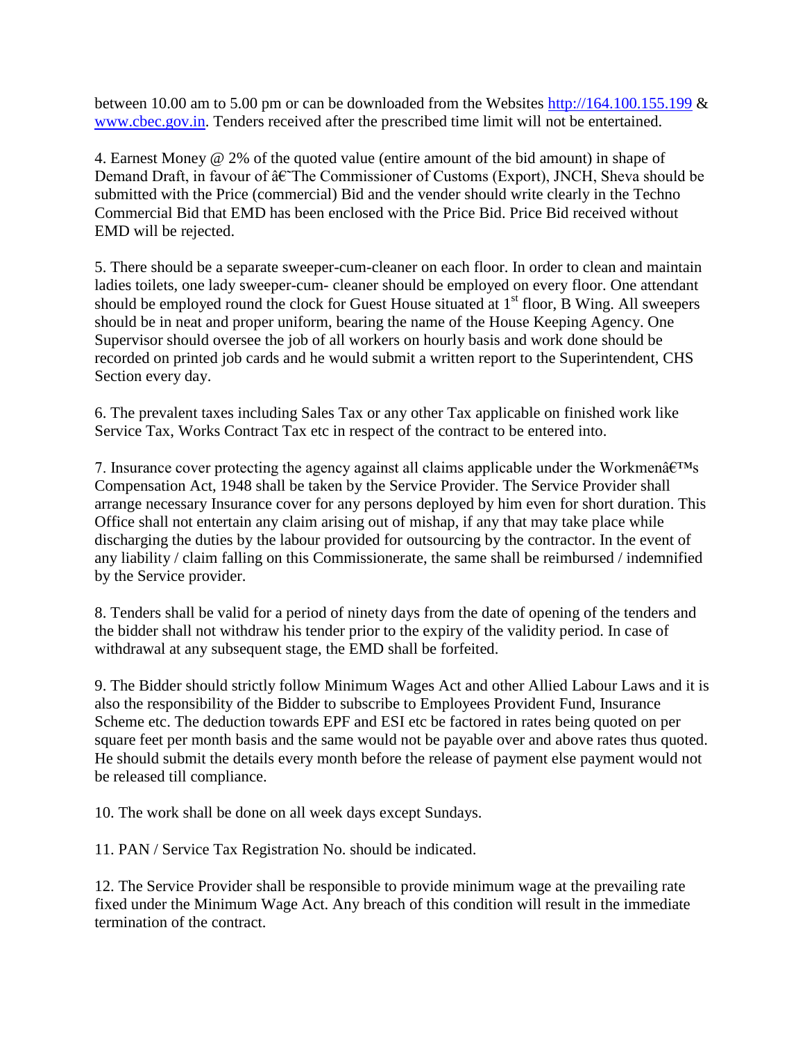between 10.00 am to 5.00 pm or can be downloaded from the Websites http://164.100.155.199 & www.cbec.gov.in. Tenders received after the prescribed time limit will not be entertained.

4. Earnest Money @ 2% of the quoted value (entire amount of the bid amount) in shape of Demand Draft, in favour of â€˜The Commissioner of Customs (Export), JNCH, Sheva should be submitted with the Price (commercial) Bid and the vender should write clearly in the Techno Commercial Bid that EMD has been enclosed with the Price Bid. Price Bid received without EMD will be rejected.

5. There should be a separate sweeper-cum-cleaner on each floor. In order to clean and maintain ladies toilets, one lady sweeper-cum- cleaner should be employed on every floor. One attendant should be employed round the clock for Guest House situated at 1st floor, B Wing. All sweepers should be in neat and proper uniform, bearing the name of the House Keeping Agency. One Supervisor should oversee the job of all workers on hourly basis and work done should be recorded on printed job cards and he would submit a written report to the Superintendent, CHS Section every day.

6. The prevalent taxes including Sales Tax or any other Tax applicable on finished work like Service Tax, Works Contract Tax etc in respect of the contract to be entered into.

7. Insurance cover protecting the agency against all claims applicable under the Workmenâ€™s Compensation Act, 1948 shall be taken by the Service Provider. The Service Provider shall arrange necessary Insurance cover for any persons deployed by him even for short duration. This Office shall not entertain any claim arising out of mishap, if any that may take place while discharging the duties by the labour provided for outsourcing by the contractor. In the event of any liability / claim falling on this Commissionerate, the same shall be reimbursed / indemnified by the Service provider.

8. Tenders shall be valid for a period of ninety days from the date of opening of the tenders and the bidder shall not withdraw his tender prior to the expiry of the validity period. In case of withdrawal at any subsequent stage, the EMD shall be forfeited.

9. The Bidder should strictly follow Minimum Wages Act and other Allied Labour Laws and it is also the responsibility of the Bidder to subscribe to Employees Provident Fund, Insurance Scheme etc. The deduction towards EPF and ESI etc be factored in rates being quoted on per square feet per month basis and the same would not be payable over and above rates thus quoted. He should submit the details every month before the release of payment else payment would not be released till compliance.

10. The work shall be done on all week days except Sundays.

11. PAN / Service Tax Registration No. should be indicated.

12. The Service Provider shall be responsible to provide minimum wage at the prevailing rate fixed under the Minimum Wage Act. Any breach of this condition will result in the immediate termination of the contract.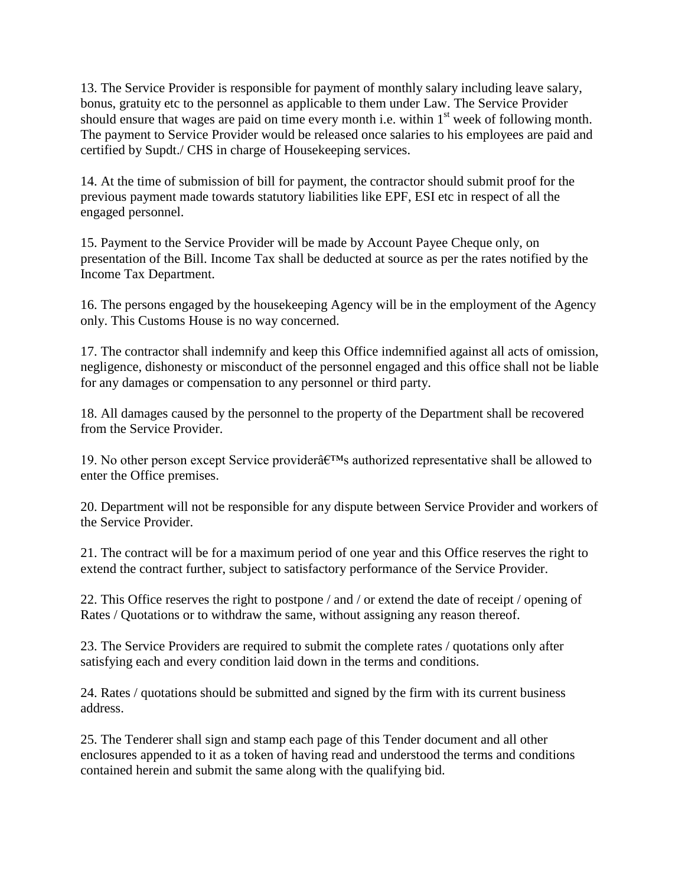13. The Service Provider is responsible for payment of monthly salary including leave salary, bonus, gratuity etc to the personnel as applicable to them under Law. The Service Provider should ensure that wages are paid on time every month i.e. within 1st week of following month. The payment to Service Provider would be released once salaries to his employees are paid and certified by Supdt./ CHS in charge of Housekeeping services.

14. At the time of submission of bill for payment, the contractor should submit proof for the previous payment made towards statutory liabilities like EPF, ESI etc in respect of all the engaged personnel.

15. Payment to the Service Provider will be made by Account Payee Cheque only, on presentation of the Bill. Income Tax shall be deducted at source as per the rates notified by the Income Tax Department.

16. The persons engaged by the housekeeping Agency will be in the employment of the Agency only. This Customs House is no way concerned.

17. The contractor shall indemnify and keep this Office indemnified against all acts of omission, negligence, dishonesty or misconduct of the personnel engaged and this office shall not be liable for any damages or compensation to any personnel or third party.

18. All damages caused by the personnel to the property of the Department shall be recovered from the Service Provider.

19. No other person except Service providerâ€™s authorized representative shall be allowed to enter the Office premises.

20. Department will not be responsible for any dispute between Service Provider and workers of the Service Provider.

21. The contract will be for a maximum period of one year and this Office reserves the right to extend the contract further, subject to satisfactory performance of the Service Provider.

22. This Office reserves the right to postpone / and / or extend the date of receipt / opening of Rates / Quotations or to withdraw the same, without assigning any reason thereof.

23. The Service Providers are required to submit the complete rates / quotations only after satisfying each and every condition laid down in the terms and conditions.

24. Rates / quotations should be submitted and signed by the firm with its current business address.

25. The Tenderer shall sign and stamp each page of this Tender document and all other enclosures appended to it as a token of having read and understood the terms and conditions contained herein and submit the same along with the qualifying bid.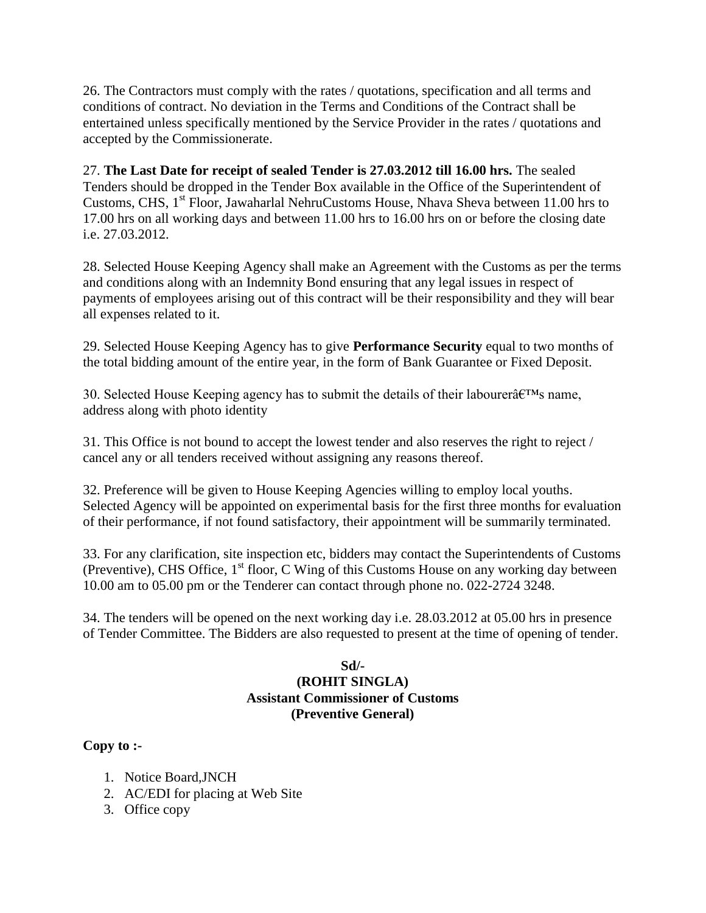26. The Contractors must comply with the rates / quotations, specification and all terms and conditions of contract. No deviation in the Terms and Conditions of the Contract shall be entertained unless specifically mentioned by the Service Provider in the rates / quotations and accepted by the Commissionerate.

27. **The Last Date for receipt of sealed Tender is 27.03.2012 till 16.00 hrs.** The sealed Tenders should be dropped in the Tender Box available in the Office of the Superintendent of Customs, CHS, 1st Floor, Jawaharlal NehruCustoms House, Nhava Sheva between 11.00 hrs to 17.00 hrs on all working days and between 11.00 hrs to 16.00 hrs on or before the closing date i.e. 27.03.2012.

28. Selected House Keeping Agency shall make an Agreement with the Customs as per the terms and conditions along with an Indemnity Bond ensuring that any legal issues in respect of payments of employees arising out of this contract will be their responsibility and they will bear all expenses related to it.

29. Selected House Keeping Agency has to give **Performance Security** equal to two months of the total bidding amount of the entire year, in the form of Bank Guarantee or Fixed Deposit.

30. Selected House Keeping agency has to submit the details of their labourerâ€™s name, address along with photo identity

31. This Office is not bound to accept the lowest tender and also reserves the right to reject / cancel any or all tenders received without assigning any reasons thereof.

32. Preference will be given to House Keeping Agencies willing to employ local youths. Selected Agency will be appointed on experimental basis for the first three months for evaluation of their performance, if not found satisfactory, their appointment will be summarily terminated.

33. For any clarification, site inspection etc, bidders may contact the Superintendents of Customs (Preventive), CHS Office, 1st floor, C Wing of this Customs House on any working day between 10.00 am to 05.00 pm or the Tenderer can contact through phone no. 022-2724 3248.

34. The tenders will be opened on the next working day i.e. 28.03.2012 at 05.00 hrs in presence of Tender Committee. The Bidders are also requested to present at the time of opening of tender.

**Sd/-**
**(ROHIT SINGLA)**
**Assistant Commissioner of Customs**
**(Preventive General)**

**Copy to :-**

1. Notice Board,JNCH
2. AC/EDI for placing at Web Site
3. Office copy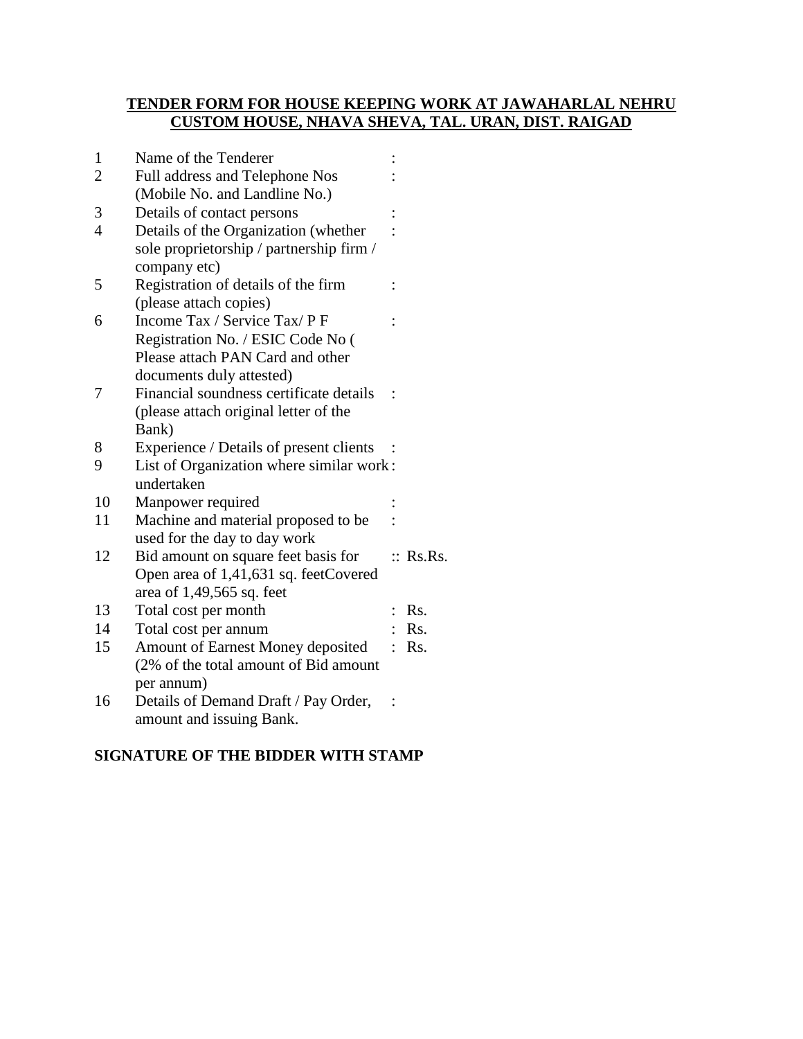**TENDER FORM FOR HOUSE KEEPING WORK AT JAWAHARLAL NEHRU CUSTOM HOUSE, NHAVA SHEVA, TAL. URAN, DIST. RAIGAD**

| | | | |
|---|---|---|---|
| 1 | Name of the Tenderer | : | |
| 2 | Full address and Telephone Nos (Mobile No. and Landline No.) | : | |
| 3 | Details of contact persons | : | |
| 4 | Details of the Organization (whether sole proprietorship / partnership firm / company etc) | : | |
| 5 | Registration of details of the firm (please attach copies) | : | |
| 6 | Income Tax / Service Tax/ P F Registration No. / ESIC Code No ( Please attach PAN Card and other documents duly attested) | : | |
| 7 | Financial soundness certificate details (please attach original letter of the Bank) | : | |
| 8 | Experience / Details of present clients | : | |
| 9 | List of Organization where similar work undertaken | : | |
| 10 | Manpower required | : | |
| 11 | Machine and material proposed to be used for the day to day work | : | |
| 12 | Bid amount on square feet basis for Open area of 1,41,631 sq. feetCovered area of 1,49,565 sq. feet | :: | Rs.Rs. |
| 13 | Total cost per month | : | Rs. |
| 14 | Total cost per annum | : | Rs. |
| 15 | Amount of Earnest Money deposited (2% of the total amount of Bid amount per annum) | : | Rs. |
| 16 | Details of Demand Draft / Pay Order, amount and issuing Bank. | : | |

**SIGNATURE OF THE BIDDER WITH STAMP**